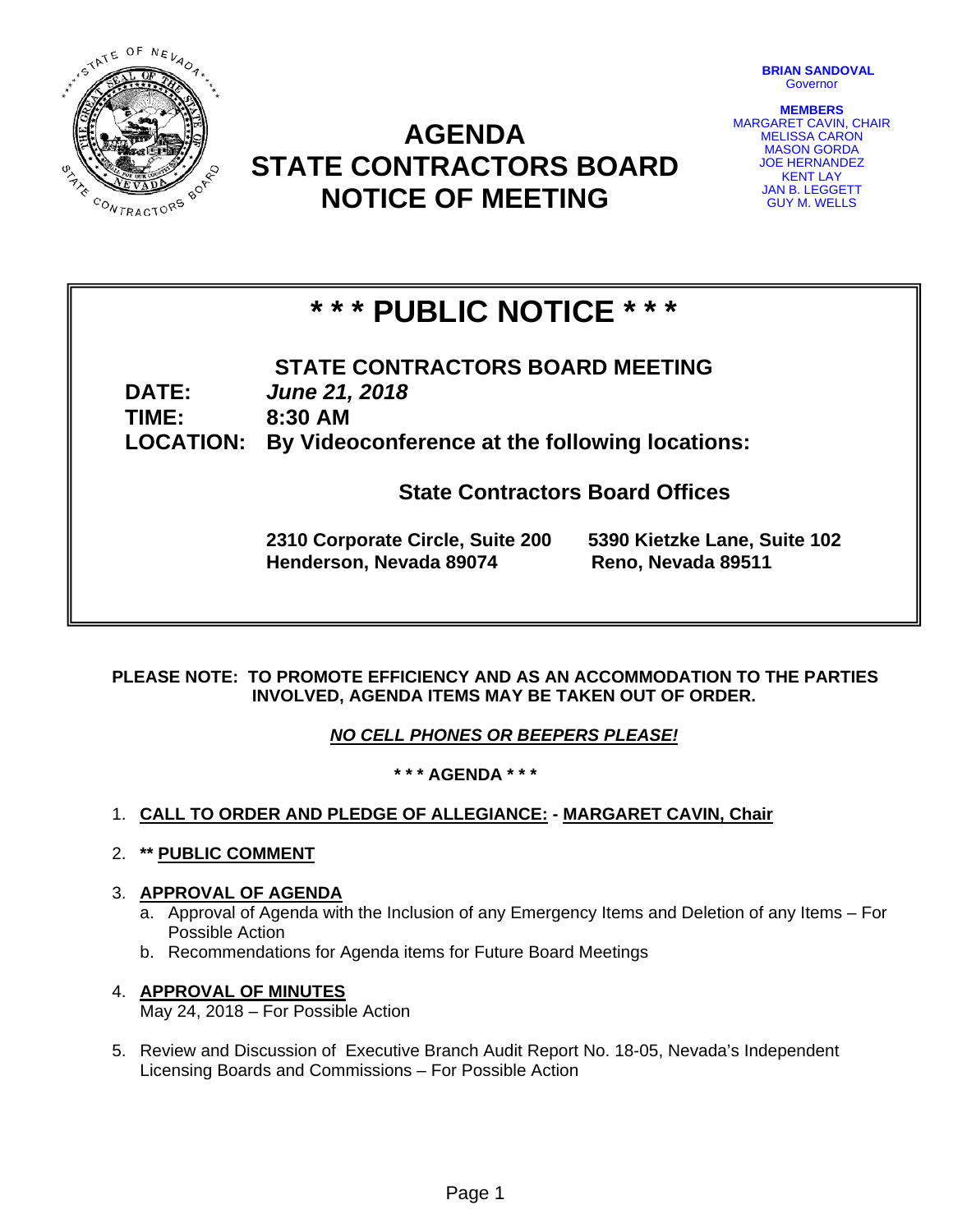BRIAN SANDOVAL
Governor

MEMBERS
MARGARET CAVIN, CHAIR
MELISSA CARON
MASON GORDA
JOE HERNANDEZ
KENT LAY
JAN B. LEGGETT
GUY M. WELLS

# AGENDA
# STATE CONTRACTORS BOARD
# NOTICE OF MEETING

## * * * PUBLIC NOTICE * * *

**STATE CONTRACTORS BOARD MEETING**

**DATE:** ***June 21, 2018***
**TIME:** **8:30 AM**
**LOCATION:** **By Videoconference at the following locations:**

**State Contractors Board Offices**

**2310 Corporate Circle, Suite 200**
**Henderson, Nevada 89074**

**5390 Kietzke Lane, Suite 102**
**Reno, Nevada 89511**

**PLEASE NOTE: TO PROMOTE EFFICIENCY AND AS AN ACCOMMODATION TO THE PARTIES INVOLVED, AGENDA ITEMS MAY BE TAKEN OUT OF ORDER.**

***NO CELL PHONES OR BEEPERS PLEASE!***

**\* \* \* AGENDA \* \* \***

1. **CALL TO ORDER AND PLEDGE OF ALLEGIANCE: - MARGARET CAVIN, Chair**

2. **\*\* PUBLIC COMMENT**

3. **APPROVAL OF AGENDA**
   a. Approval of Agenda with the Inclusion of any Emergency Items and Deletion of any Items – For Possible Action
   b. Recommendations for Agenda items for Future Board Meetings

4. **APPROVAL OF MINUTES**
   May 24, 2018 – For Possible Action

5. Review and Discussion of Executive Branch Audit Report No. 18-05, Nevada's Independent Licensing Boards and Commissions – For Possible Action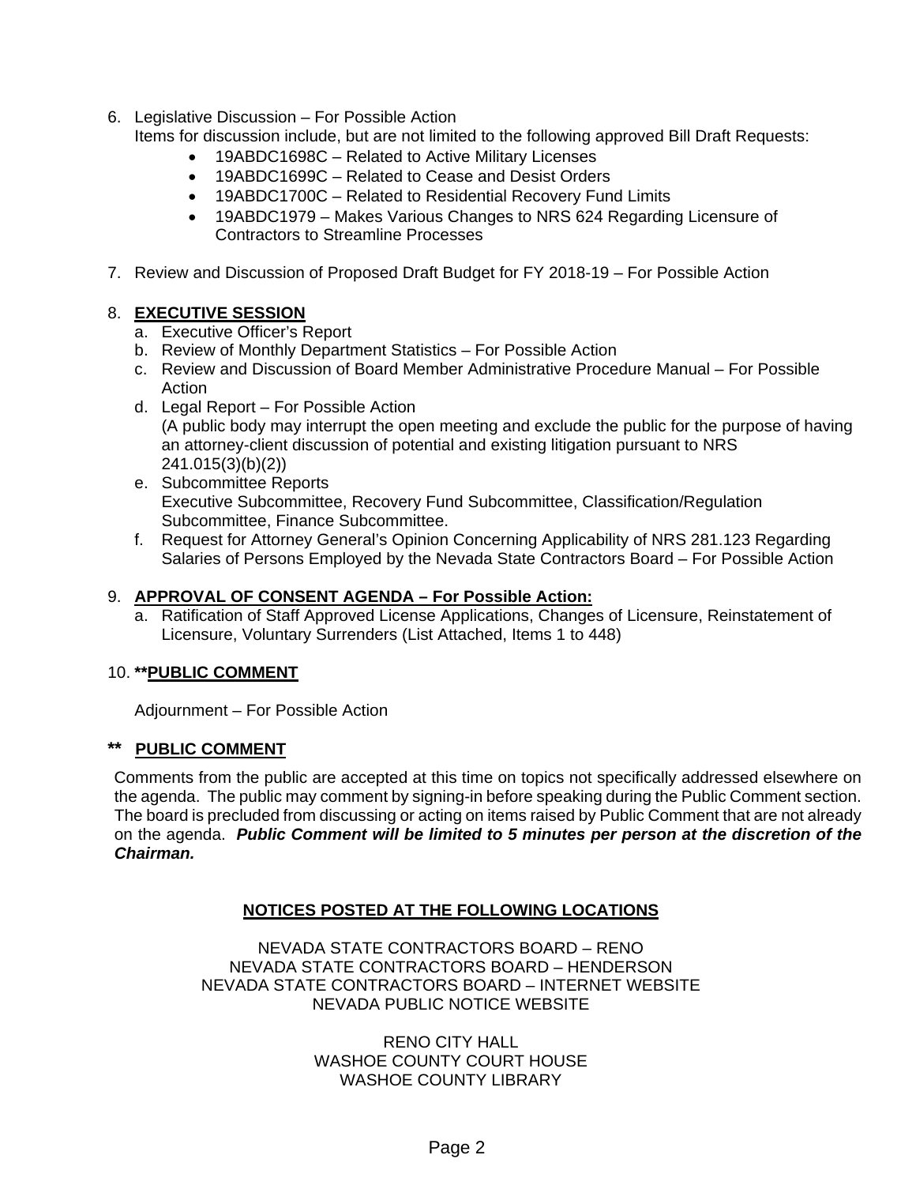6. Legislative Discussion – For Possible Action
   Items for discussion include, but are not limited to the following approved Bill Draft Requests:
   - 19ABDC1698C – Related to Active Military Licenses
   - 19ABDC1699C – Related to Cease and Desist Orders
   - 19ABDC1700C – Related to Residential Recovery Fund Limits
   - 19ABDC1979 – Makes Various Changes to NRS 624 Regarding Licensure of Contractors to Streamline Processes

7. Review and Discussion of Proposed Draft Budget for FY 2018-19 – For Possible Action

8. **EXECUTIVE SESSION**
   a. Executive Officer's Report
   b. Review of Monthly Department Statistics – For Possible Action
   c. Review and Discussion of Board Member Administrative Procedure Manual – For Possible Action
   d. Legal Report – For Possible Action
      (A public body may interrupt the open meeting and exclude the public for the purpose of having an attorney-client discussion of potential and existing litigation pursuant to NRS 241.015(3)(b)(2))
   e. Subcommittee Reports
      Executive Subcommittee, Recovery Fund Subcommittee, Classification/Regulation Subcommittee, Finance Subcommittee.
   f. Request for Attorney General's Opinion Concerning Applicability of NRS 281.123 Regarding Salaries of Persons Employed by the Nevada State Contractors Board – For Possible Action

9. **APPROVAL OF CONSENT AGENDA – For Possible Action:**
   a. Ratification of Staff Approved License Applications, Changes of Licensure, Reinstatement of Licensure, Voluntary Surrenders (List Attached, Items 1 to 448)

10. ****PUBLIC COMMENT**

    Adjournment – For Possible Action

## ** PUBLIC COMMENT

Comments from the public are accepted at this time on topics not specifically addressed elsewhere on the agenda. The public may comment by signing-in before speaking during the Public Comment section. The board is precluded from discussing or acting on items raised by Public Comment that are not already on the agenda. ***Public Comment will be limited to 5 minutes per person at the discretion of the Chairman.***

## NOTICES POSTED AT THE FOLLOWING LOCATIONS

NEVADA STATE CONTRACTORS BOARD – RENO
NEVADA STATE CONTRACTORS BOARD – HENDERSON
NEVADA STATE CONTRACTORS BOARD – INTERNET WEBSITE
NEVADA PUBLIC NOTICE WEBSITE

RENO CITY HALL
WASHOE COUNTY COURT HOUSE
WASHOE COUNTY LIBRARY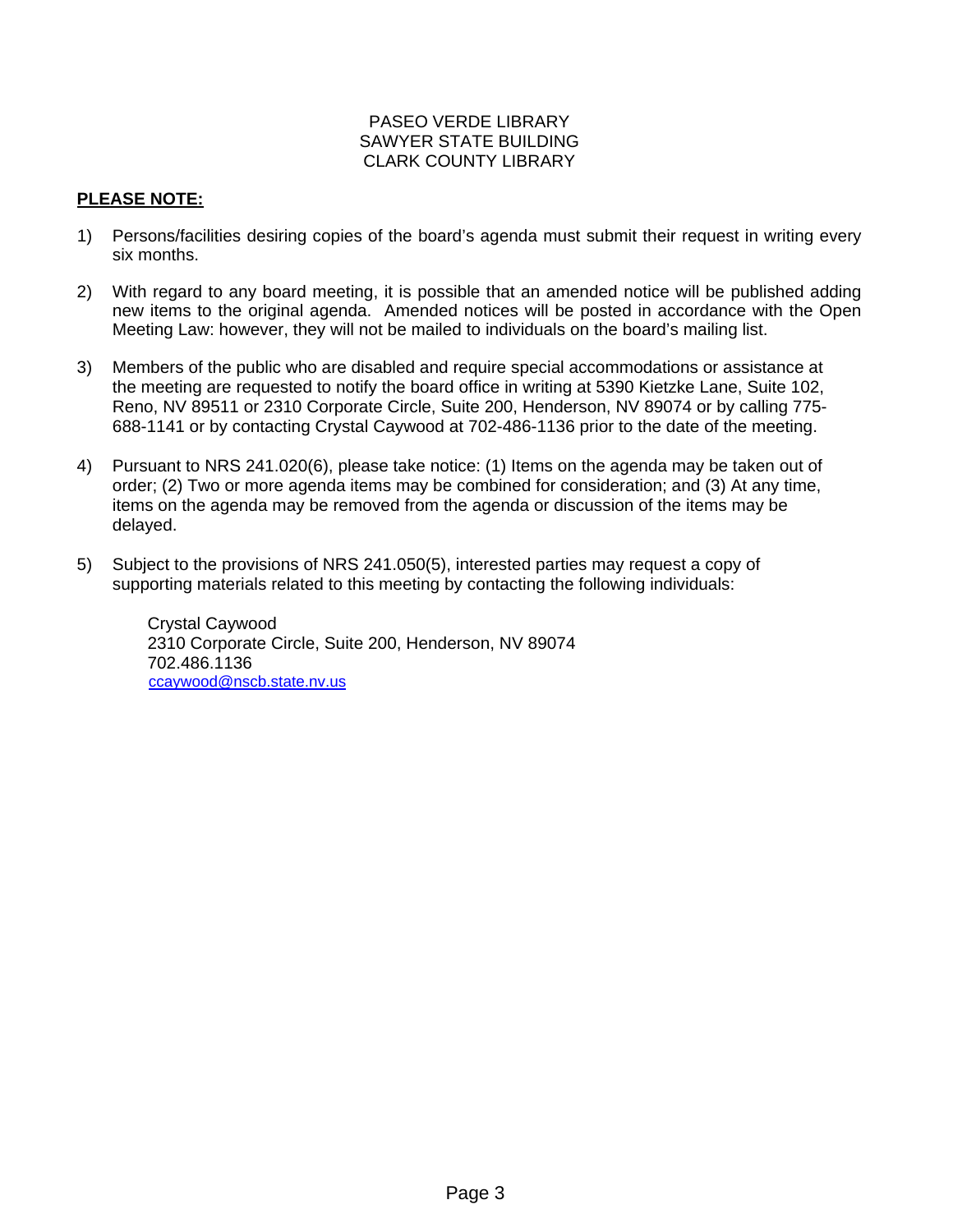PASEO VERDE LIBRARY
SAWYER STATE BUILDING
CLARK COUNTY LIBRARY

**PLEASE NOTE:**

1) Persons/facilities desiring copies of the board's agenda must submit their request in writing every six months.

2) With regard to any board meeting, it is possible that an amended notice will be published adding new items to the original agenda. Amended notices will be posted in accordance with the Open Meeting Law: however, they will not be mailed to individuals on the board's mailing list.

3) Members of the public who are disabled and require special accommodations or assistance at the meeting are requested to notify the board office in writing at 5390 Kietzke Lane, Suite 102, Reno, NV 89511 or 2310 Corporate Circle, Suite 200, Henderson, NV 89074 or by calling 775-688-1141 or by contacting Crystal Caywood at 702-486-1136 prior to the date of the meeting.

4) Pursuant to NRS 241.020(6), please take notice: (1) Items on the agenda may be taken out of order; (2) Two or more agenda items may be combined for consideration; and (3) At any time, items on the agenda may be removed from the agenda or discussion of the items may be delayed.

5) Subject to the provisions of NRS 241.050(5), interested parties may request a copy of supporting materials related to this meeting by contacting the following individuals:

   Crystal Caywood
   2310 Corporate Circle, Suite 200, Henderson, NV 89074
   702.486.1136
   ccaywood@nscb.state.nv.us